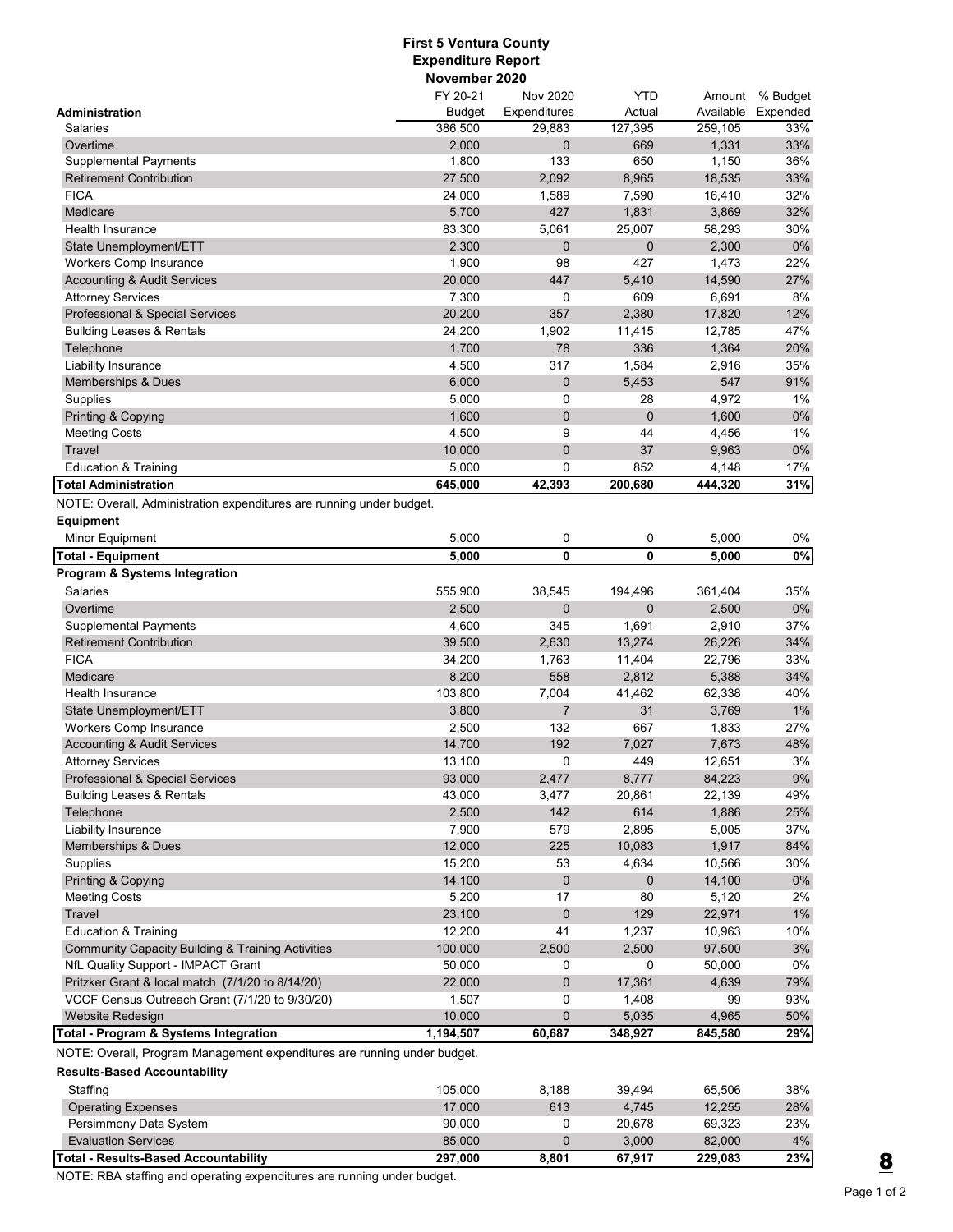# First 5 Ventura County
## Expenditure Report
### November 2020

| Administration | FY 20-21 Budget | Nov 2020 Expenditures | YTD Actual | Amount Available | % Budget Expended |
|---|---|---|---|---|---|
| Salaries | 386,500 | 29,883 | 127,395 | 259,105 | 33% |
| Overtime | 2,000 | 0 | 669 | 1,331 | 33% |
| Supplemental Payments | 1,800 | 133 | 650 | 1,150 | 36% |
| Retirement Contribution | 27,500 | 2,092 | 8,965 | 18,535 | 33% |
| FICA | 24,000 | 1,589 | 7,590 | 16,410 | 32% |
| Medicare | 5,700 | 427 | 1,831 | 3,869 | 32% |
| Health Insurance | 83,300 | 5,061 | 25,007 | 58,293 | 30% |
| State Unemployment/ETT | 2,300 | 0 | 0 | 2,300 | 0% |
| Workers Comp Insurance | 1,900 | 98 | 427 | 1,473 | 22% |
| Accounting & Audit Services | 20,000 | 447 | 5,410 | 14,590 | 27% |
| Attorney Services | 7,300 | 0 | 609 | 6,691 | 8% |
| Professional & Special Services | 20,200 | 357 | 2,380 | 17,820 | 12% |
| Building Leases & Rentals | 24,200 | 1,902 | 11,415 | 12,785 | 47% |
| Telephone | 1,700 | 78 | 336 | 1,364 | 20% |
| Liability Insurance | 4,500 | 317 | 1,584 | 2,916 | 35% |
| Memberships & Dues | 6,000 | 0 | 5,453 | 547 | 91% |
| Supplies | 5,000 | 0 | 28 | 4,972 | 1% |
| Printing & Copying | 1,600 | 0 | 0 | 1,600 | 0% |
| Meeting Costs | 4,500 | 9 | 44 | 4,456 | 1% |
| Travel | 10,000 | 0 | 37 | 9,963 | 0% |
| Education & Training | 5,000 | 0 | 852 | 4,148 | 17% |
| **Total Administration** | **645,000** | **42,393** | **200,680** | **444,320** | **31%** |

NOTE: Overall, Administration expenditures are running under budget.

| Equipment | FY 20-21 Budget | Nov 2020 Expenditures | YTD Actual | Amount Available | % Budget Expended |
|---|---|---|---|---|---|
| Minor Equipment | 5,000 | 0 | 0 | 5,000 | 0% |
| **Total - Equipment** | **5,000** | **0** | **0** | **5,000** | **0%** |

| Program & Systems Integration | FY 20-21 Budget | Nov 2020 Expenditures | YTD Actual | Amount Available | % Budget Expended |
|---|---|---|---|---|---|
| Salaries | 555,900 | 38,545 | 194,496 | 361,404 | 35% |
| Overtime | 2,500 | 0 | 0 | 2,500 | 0% |
| Supplemental Payments | 4,600 | 345 | 1,691 | 2,910 | 37% |
| Retirement Contribution | 39,500 | 2,630 | 13,274 | 26,226 | 34% |
| FICA | 34,200 | 1,763 | 11,404 | 22,796 | 33% |
| Medicare | 8,200 | 558 | 2,812 | 5,388 | 34% |
| Health Insurance | 103,800 | 7,004 | 41,462 | 62,338 | 40% |
| State Unemployment/ETT | 3,800 | 7 | 31 | 3,769 | 1% |
| Workers Comp Insurance | 2,500 | 132 | 667 | 1,833 | 27% |
| Accounting & Audit Services | 14,700 | 192 | 7,027 | 7,673 | 48% |
| Attorney Services | 13,100 | 0 | 449 | 12,651 | 3% |
| Professional & Special Services | 93,000 | 2,477 | 8,777 | 84,223 | 9% |
| Building Leases & Rentals | 43,000 | 3,477 | 20,861 | 22,139 | 49% |
| Telephone | 2,500 | 142 | 614 | 1,886 | 25% |
| Liability Insurance | 7,900 | 579 | 2,895 | 5,005 | 37% |
| Memberships & Dues | 12,000 | 225 | 10,083 | 1,917 | 84% |
| Supplies | 15,200 | 53 | 4,634 | 10,566 | 30% |
| Printing & Copying | 14,100 | 0 | 0 | 14,100 | 0% |
| Meeting Costs | 5,200 | 17 | 80 | 5,120 | 2% |
| Travel | 23,100 | 0 | 129 | 22,971 | 1% |
| Education & Training | 12,200 | 41 | 1,237 | 10,963 | 10% |
| Community Capacity Building & Training Activities | 100,000 | 2,500 | 2,500 | 97,500 | 3% |
| NfL Quality Support - IMPACT Grant | 50,000 | 0 | 0 | 50,000 | 0% |
| Pritzker Grant & local match (7/1/20 to 8/14/20) | 22,000 | 0 | 17,361 | 4,639 | 79% |
| VCCF Census Outreach Grant (7/1/20 to 9/30/20) | 1,507 | 0 | 1,408 | 99 | 93% |
| Website Redesign | 10,000 | 0 | 5,035 | 4,965 | 50% |
| **Total - Program & Systems Integration** | **1,194,507** | **60,687** | **348,927** | **845,580** | **29%** |

NOTE: Overall, Program Management expenditures are running under budget.

| Results-Based Accountability | FY 20-21 Budget | Nov 2020 Expenditures | YTD Actual | Amount Available | % Budget Expended |
|---|---|---|---|---|---|
| Staffing | 105,000 | 8,188 | 39,494 | 65,506 | 38% |
| Operating Expenses | 17,000 | 613 | 4,745 | 12,255 | 28% |
| Persimmony Data System | 90,000 | 0 | 20,678 | 69,323 | 23% |
| Evaluation Services | 85,000 | 0 | 3,000 | 82,000 | 4% |
| **Total - Results-Based Accountability** | **297,000** | **8,801** | **67,917** | **229,083** | **23%** |

NOTE: RBA staffing and operating expenditures are running under budget.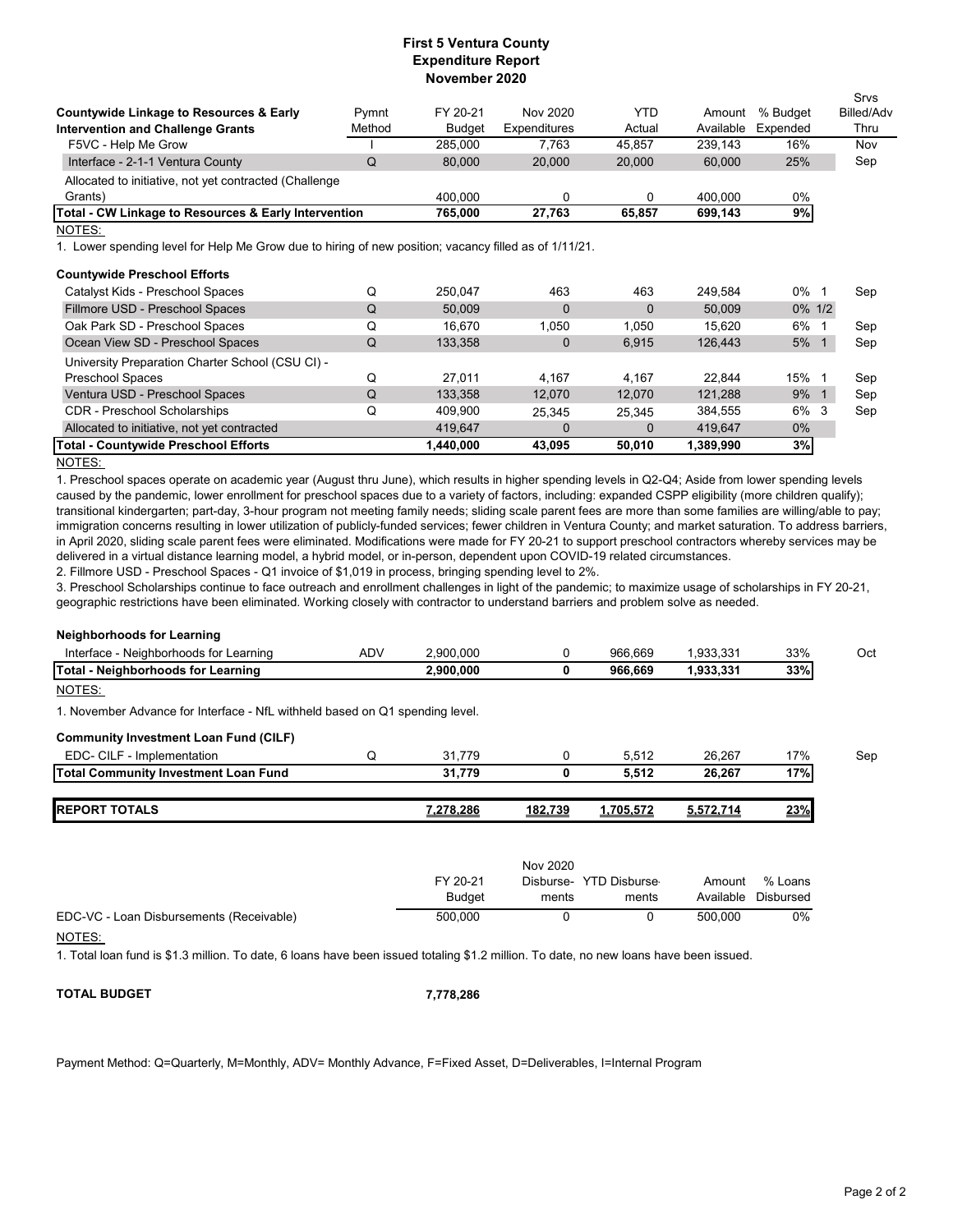# First 5 Ventura County
## Expenditure Report
### November 2020

| Countywide Linkage to Resources & Early Intervention and Challenge Grants | Pymnt Method | FY 20-21 Budget | Nov 2020 Expenditures | YTD Actual | Amount Available | % Budget Expended | | Srvs Billed/Adv Thru |
|---|---|---|---|---|---|---|---|---|
| F5VC - Help Me Grow | I | 285,000 | 7,763 | 45,857 | 239,143 | 16% | | Nov |
| Interface - 2-1-1 Ventura County | Q | 80,000 | 20,000 | 20,000 | 60,000 | 25% | | Sep |
| Allocated to initiative, not yet contracted (Challenge Grants) | | 400,000 | 0 | 0 | 400,000 | 0% | | |
| **Total - CW Linkage to Resources & Early Intervention** | | **765,000** | **27,763** | **65,857** | **699,143** | **9%** | | |

NOTES:

1. Lower spending level for Help Me Grow due to hiring of new position; vacancy filled as of 1/11/21.

| Countywide Preschool Efforts | Pymnt Method | FY 20-21 Budget | Nov 2020 Expenditures | YTD Actual | Amount Available | % Budget Expended | | Srvs Billed/Adv Thru |
|---|---|---|---|---|---|---|---|---|
| Catalyst Kids - Preschool Spaces | Q | 250,047 | 463 | 463 | 249,584 | 0% | 1 | Sep |
| Fillmore USD - Preschool Spaces | Q | 50,009 | 0 | 0 | 50,009 | 0% | 1/2 | |
| Oak Park SD - Preschool Spaces | Q | 16,670 | 1,050 | 1,050 | 15,620 | 6% | 1 | Sep |
| Ocean View SD - Preschool Spaces | Q | 133,358 | 0 | 6,915 | 126,443 | 5% | 1 | Sep |
| University Preparation Charter School (CSU CI) - Preschool Spaces | Q | 27,011 | 4,167 | 4,167 | 22,844 | 15% | 1 | Sep |
| Ventura USD - Preschool Spaces | Q | 133,358 | 12,070 | 12,070 | 121,288 | 9% | 1 | Sep |
| CDR - Preschool Scholarships | Q | 409,900 | 25,345 | 25,345 | 384,555 | 6% | 3 | Sep |
| Allocated to initiative, not yet contracted | | 419,647 | 0 | 0 | 419,647 | 0% | | |
| **Total - Countywide Preschool Efforts** | | **1,440,000** | **43,095** | **50,010** | **1,389,990** | **3%** | | |

NOTES:

1. Preschool spaces operate on academic year (August thru June), which results in higher spending levels in Q2-Q4; Aside from lower spending levels caused by the pandemic, lower enrollment for preschool spaces due to a variety of factors, including: expanded CSPP eligibility (more children qualify); transitional kindergarten; part-day, 3-hour program not meeting family needs; sliding scale parent fees are more than some families are willing/able to pay; immigration concerns resulting in lower utilization of publicly-funded services; fewer children in Ventura County; and market saturation. To address barriers, in April 2020, sliding scale parent fees were eliminated. Modifications were made for FY 20-21 to support preschool contractors whereby services may be delivered in a virtual distance learning model, a hybrid model, or in-person, dependent upon COVID-19 related circumstances.
2. Fillmore USD - Preschool Spaces - Q1 invoice of $1,019 in process, bringing spending level to 2%.
3. Preschool Scholarships continue to face outreach and enrollment challenges in light of the pandemic; to maximize usage of scholarships in FY 20-21, geographic restrictions have been eliminated. Working closely with contractor to understand barriers and problem solve as needed.

| Neighborhoods for Learning | Pymnt Method | FY 20-21 Budget | Nov 2020 Expenditures | YTD Actual | Amount Available | % Budget Expended | | Srvs Billed/Adv Thru |
|---|---|---|---|---|---|---|---|---|
| Interface - Neighborhoods for Learning | ADV | 2,900,000 | 0 | 966,669 | 1,933,331 | 33% | | Oct |
| **Total - Neighborhoods for Learning** | | **2,900,000** | **0** | **966,669** | **1,933,331** | **33%** | | |

NOTES:

1. November Advance for Interface - NfL withheld based on Q1 spending level.

| Community Investment Loan Fund (CILF) | Pymnt Method | FY 20-21 Budget | Nov 2020 Expenditures | YTD Actual | Amount Available | % Budget Expended | | Srvs Billed/Adv Thru |
|---|---|---|---|---|---|---|---|---|
| EDC- CILF - Implementation | Q | 31,779 | 0 | 5,512 | 26,267 | 17% | | Sep |
| **Total Community Investment Loan Fund** | | **31,779** | **0** | **5,512** | **26,267** | **17%** | | |
| **REPORT TOTALS** | | **7,278,286** | **182,739** | **1,705,572** | **5,572,714** | **23%** | | |

| | FY 20-21 Budget | Nov 2020 Disbursements | YTD Disbursements | Amount Available | % Loans Disbursed |
|---|---|---|---|---|---|
| EDC-VC - Loan Disbursements (Receivable) | 500,000 | 0 | 0 | 500,000 | 0% |

NOTES:

1. Total loan fund is $1.3 million. To date, 6 loans have been issued totaling $1.2 million. To date, no new loans have been issued.

**TOTAL BUDGET** **7,778,286**

Payment Method: Q=Quarterly, M=Monthly, ADV= Monthly Advance, F=Fixed Asset, D=Deliverables, I=Internal Program